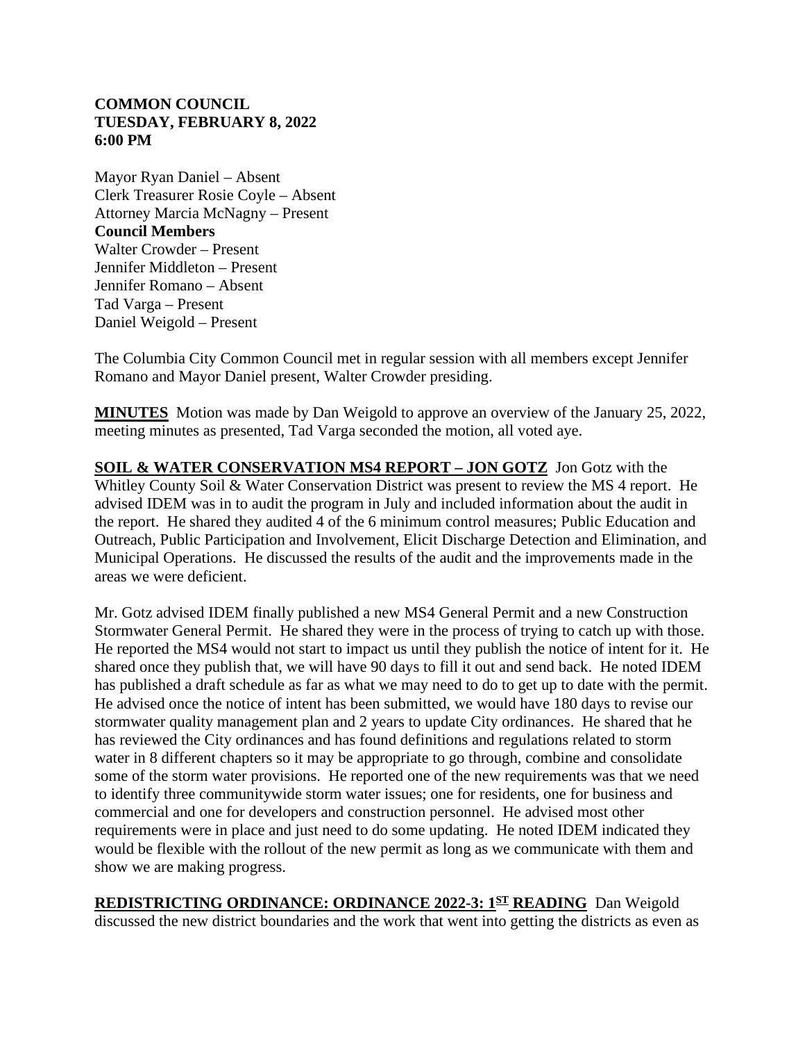**COMMON COUNCIL**
**TUESDAY, FEBRUARY 8, 2022**
**6:00 PM**

Mayor Ryan Daniel – Absent
Clerk Treasurer Rosie Coyle – Absent
Attorney Marcia McNagny – Present
**Council Members**
Walter Crowder – Present
Jennifer Middleton – Present
Jennifer Romano – Absent
Tad Varga – Present
Daniel Weigold – Present

The Columbia City Common Council met in regular session with all members except Jennifer Romano and Mayor Daniel present, Walter Crowder presiding.

**MINUTES** Motion was made by Dan Weigold to approve an overview of the January 25, 2022, meeting minutes as presented, Tad Varga seconded the motion, all voted aye.

**SOIL & WATER CONSERVATION MS4 REPORT – JON GOTZ** Jon Gotz with the Whitley County Soil & Water Conservation District was present to review the MS 4 report. He advised IDEM was in to audit the program in July and included information about the audit in the report. He shared they audited 4 of the 6 minimum control measures; Public Education and Outreach, Public Participation and Involvement, Elicit Discharge Detection and Elimination, and Municipal Operations. He discussed the results of the audit and the improvements made in the areas we were deficient.

Mr. Gotz advised IDEM finally published a new MS4 General Permit and a new Construction Stormwater General Permit. He shared they were in the process of trying to catch up with those. He reported the MS4 would not start to impact us until they publish the notice of intent for it. He shared once they publish that, we will have 90 days to fill it out and send back. He noted IDEM has published a draft schedule as far as what we may need to do to get up to date with the permit. He advised once the notice of intent has been submitted, we would have 180 days to revise our stormwater quality management plan and 2 years to update City ordinances. He shared that he has reviewed the City ordinances and has found definitions and regulations related to storm water in 8 different chapters so it may be appropriate to go through, combine and consolidate some of the storm water provisions. He reported one of the new requirements was that we need to identify three communitywide storm water issues; one for residents, one for business and commercial and one for developers and construction personnel. He advised most other requirements were in place and just need to do some updating. He noted IDEM indicated they would be flexible with the rollout of the new permit as long as we communicate with them and show we are making progress.

**REDISTRICTING ORDINANCE: ORDINANCE 2022-3: 1ST READING** Dan Weigold discussed the new district boundaries and the work that went into getting the districts as even as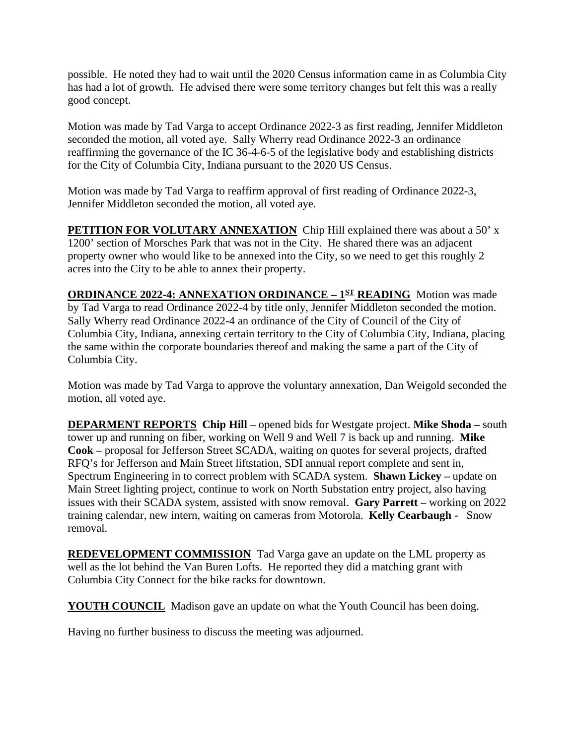possible. He noted they had to wait until the 2020 Census information came in as Columbia City has had a lot of growth. He advised there were some territory changes but felt this was a really good concept.

Motion was made by Tad Varga to accept Ordinance 2022-3 as first reading, Jennifer Middleton seconded the motion, all voted aye. Sally Wherry read Ordinance 2022-3 an ordinance reaffirming the governance of the IC 36-4-6-5 of the legislative body and establishing districts for the City of Columbia City, Indiana pursuant to the 2020 US Census.

Motion was made by Tad Varga to reaffirm approval of first reading of Ordinance 2022-3, Jennifer Middleton seconded the motion, all voted aye.

**PETITION FOR VOLUTARY ANNEXATION** Chip Hill explained there was about a 50' x 1200' section of Morsches Park that was not in the City. He shared there was an adjacent property owner who would like to be annexed into the City, so we need to get this roughly 2 acres into the City to be able to annex their property.

**ORDINANCE 2022-4: ANNEXATION ORDINANCE – 1ST READING** Motion was made by Tad Varga to read Ordinance 2022-4 by title only, Jennifer Middleton seconded the motion. Sally Wherry read Ordinance 2022-4 an ordinance of the City of Council of the City of Columbia City, Indiana, annexing certain territory to the City of Columbia City, Indiana, placing the same within the corporate boundaries thereof and making the same a part of the City of Columbia City.

Motion was made by Tad Varga to approve the voluntary annexation, Dan Weigold seconded the motion, all voted aye.

**DEPARMENT REPORTS** **Chip Hill** – opened bids for Westgate project. **Mike Shoda –** south tower up and running on fiber, working on Well 9 and Well 7 is back up and running. **Mike Cook –** proposal for Jefferson Street SCADA, waiting on quotes for several projects, drafted RFQ's for Jefferson and Main Street liftstation, SDI annual report complete and sent in, Spectrum Engineering in to correct problem with SCADA system. **Shawn Lickey –** update on Main Street lighting project, continue to work on North Substation entry project, also having issues with their SCADA system, assisted with snow removal. **Gary Parrett –** working on 2022 training calendar, new intern, waiting on cameras from Motorola. **Kelly Cearbaugh -** Snow removal.

**REDEVELOPMENT COMMISSION** Tad Varga gave an update on the LML property as well as the lot behind the Van Buren Lofts. He reported they did a matching grant with Columbia City Connect for the bike racks for downtown.

**YOUTH COUNCIL** Madison gave an update on what the Youth Council has been doing.

Having no further business to discuss the meeting was adjourned.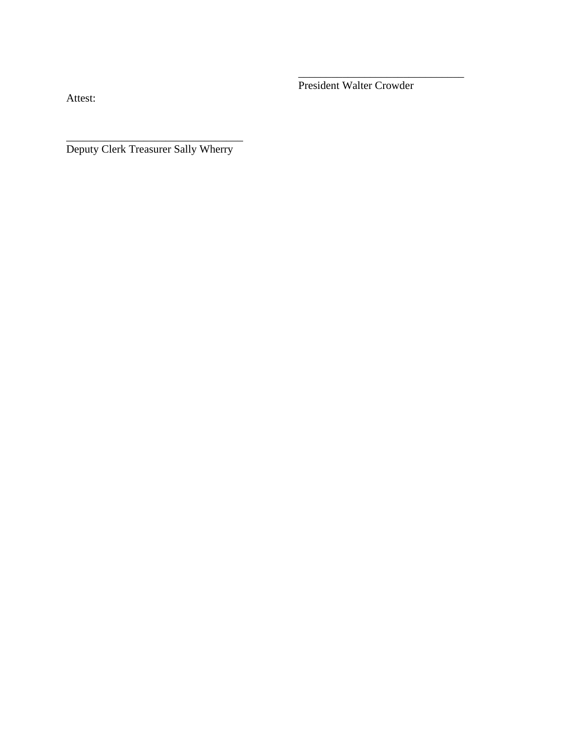________________________________

President Walter Crowder

Attest:

________________________________

Deputy Clerk Treasurer Sally Wherry